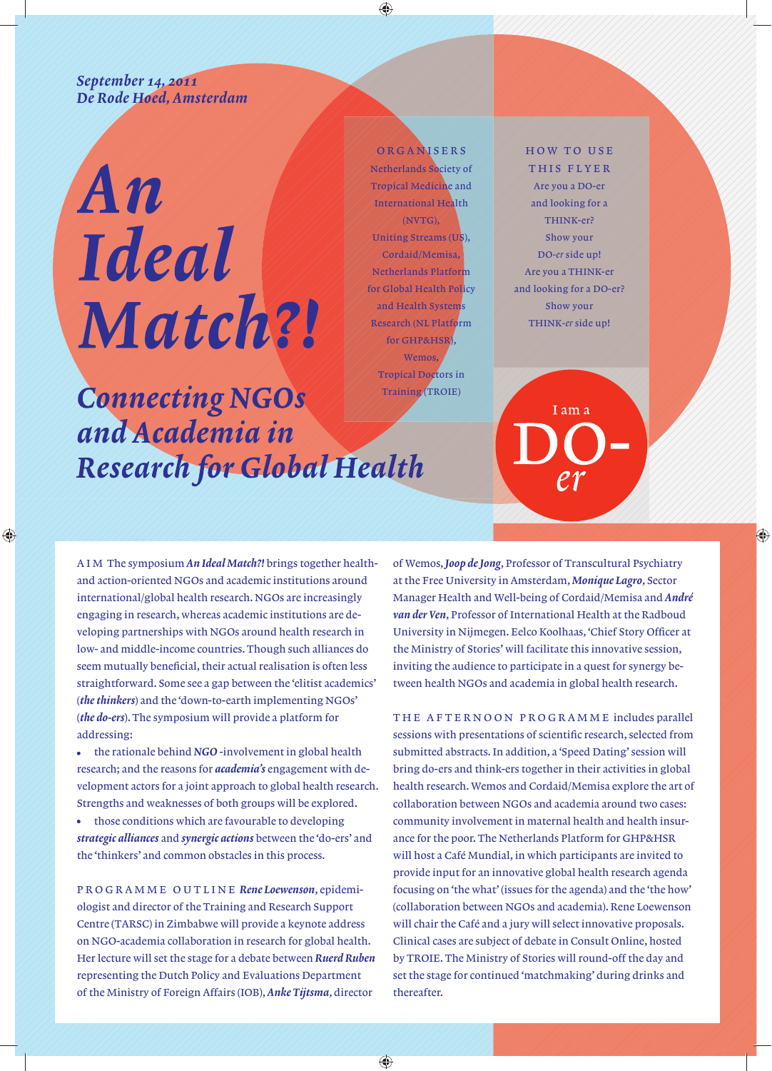*September 14, 2011*
*De Rode Hoed, Amsterdam*

# *An Ideal Match?!*

## *Connecting NGOs and Academia in Research for Global Health*

**ORGANISERS**
Netherlands Society of Tropical Medicine and International Health (NVTG), Uniting Streams (US), Cordaid/Memisa, Netherlands Platform for Global Health Policy and Health Systems Research (NL Platform for GHP&HSR), Wemos, Tropical Doctors in Training (TROIE)

**HOW TO USE THIS FLYER**
Are you a DO-er and looking for a THINK-er? Show your DO-*er* side up! Are you a THINK-er and looking for a DO-er? Show your THINK-*er* side up!

I am a DO-*er*

AIM The symposium ***An Ideal Match?!*** brings together health- and action-oriented NGOs and academic institutions around international/global health research. NGOs are increasingly engaging in research, whereas academic institutions are developing partnerships with NGOs around health research in low- and middle-income countries. Though such alliances do seem mutually beneficial, their actual realisation is often less straightforward. Some see a gap between the 'elitist academics' (***the thinkers***) and the 'down-to-earth implementing NGOs' (***the do-ers***). The symposium will provide a platform for addressing:

- the rationale behind ***NGO*** -involvement in global health research; and the reasons for ***academia's*** engagement with development actors for a joint approach to global health research. Strengths and weaknesses of both groups will be explored.
- those conditions which are favourable to developing ***strategic alliances*** and ***synergic actions*** between the 'do-ers' and the 'thinkers' and common obstacles in this process.

PROGRAMME OUTLINE ***Rene Loewenson***, epidemiologist and director of the Training and Research Support Centre (TARSC) in Zimbabwe will provide a keynote address on NGO-academia collaboration in research for global health. Her lecture will set the stage for a debate between ***Ruerd Ruben*** representing the Dutch Policy and Evaluations Department of the Ministry of Foreign Affairs (IOB), ***Anke Tijtsma***, director of Wemos, ***Joop de Jong***, Professor of Transcultural Psychiatry at the Free University in Amsterdam, ***Monique Lagro***, Sector Manager Health and Well-being of Cordaid/Memisa and ***André van der Ven***, Professor of International Health at the Radboud University in Nijmegen. Eelco Koolhaas, 'Chief Story Officer at the Ministry of Stories' will facilitate this innovative session, inviting the audience to participate in a quest for synergy between health NGOs and academia in global health research.

THE AFTERNOON PROGRAMME includes parallel sessions with presentations of scientific research, selected from submitted abstracts. In addition, a 'Speed Dating' session will bring do-ers and think-ers together in their activities in global health research. Wemos and Cordaid/Memisa explore the art of collaboration between NGOs and academia around two cases: community involvement in maternal health and health insurance for the poor. The Netherlands Platform for GHP&HSR will host a Café Mundial, in which participants are invited to provide input for an innovative global health research agenda focusing on 'the what' (issues for the agenda) and the 'the how' (collaboration between NGOs and academia). Rene Loewenson will chair the Café and a jury will select innovative proposals. Clinical cases are subject of debate in Consult Online, hosted by TROIE. The Ministry of Stories will round-off the day and set the stage for continued 'matchmaking' during drinks and thereafter.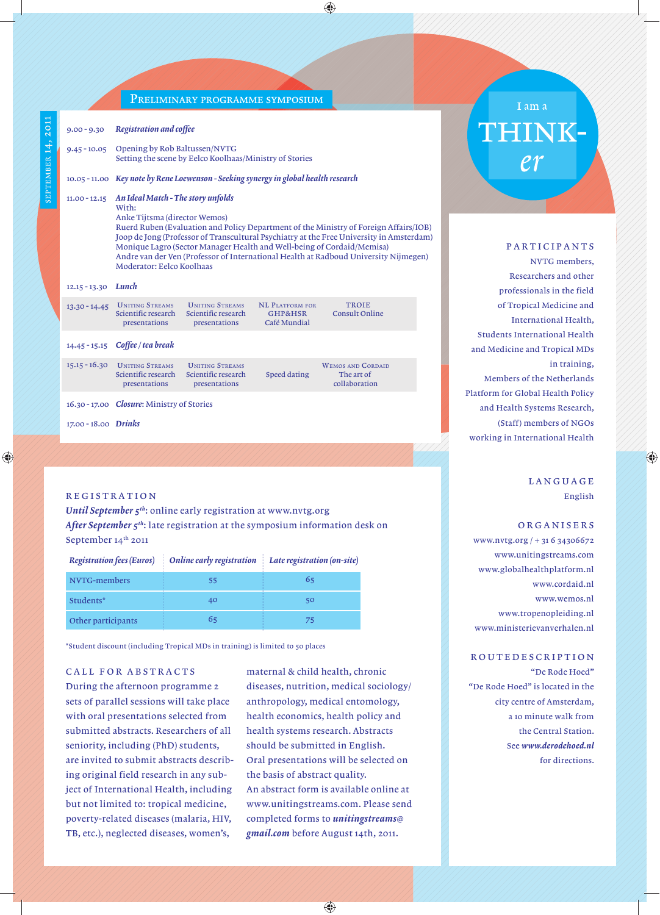# Preliminary programme symposium

SEPTEMBER 14, 2011

9.00 - 9.30 *Registration and coffee*

9.45 - 10.05 Opening by Rob Baltussen/NVTG
Setting the scene by Eelco Koolhaas/Ministry of Stories

10.05 - 11.00 *Key note by Rene Loewenson - Seeking synergy in global health research*

11.00 - 12.15 *An Ideal Match - The story unfolds*
With:
Anke Tijtsma (director Wemos)
Ruerd Ruben (Evaluation and Policy Department of the Ministry of Foreign Affairs/IOB)
Joop de Jong (Professor of Transcultural Psychiatry at the Free University in Amsterdam)
Monique Lagro (Sector Manager Health and Well-being of Cordaid/Memisa)
Andre van der Ven (Professor of International Health at Radboud University Nijmegen)
Moderator: Eelco Koolhaas

12.15 - 13.30 *Lunch*

| | | | | |
|---|---|---|---|---|
| 13.30 - 14.45 | UNITING STREAMS Scientific research presentations | UNITING STREAMS Scientific research presentations | NL PLATFORM FOR GHP&HSR Café Mundial | TROIE Consult Online |

14.45 - 15.15 *Coffee / tea break*

| | | | | |
|---|---|---|---|---|
| 15.15 - 16.30 | UNITING STREAMS Scientific research presentations | UNITING STREAMS Scientific research presentations | Speed dating | WEMOS AND CORDAID The art of collaboration |

16.30 - 17.00 *Closure*: Ministry of Stories

17.00 - 18.00 *Drinks*

I am a THINK-er

## PARTICIPANTS

NVTG members, Researchers and other professionals in the field of Tropical Medicine and International Health, Students International Health and Medicine and Tropical MDs in training, Members of the Netherlands Platform for Global Health Policy and Health Systems Research, (Staff) members of NGOs working in International Health

## LANGUAGE

English

## ORGANISERS

www.nvtg.org / + 31 6 34306672
www.unitingstreams.com
www.globalhealthplatform.nl
www.cordaid.nl
www.wemos.nl
www.tropenopleiding.nl
www.ministerievanverhalen.nl

## ROUTEDESCRIPTION

"De Rode Hoed"
"De Rode Hoed" is located in the city centre of Amsterdam, a 10 minute walk from the Central Station.
See ***www.derodehoed.nl*** for directions.

## REGISTRATION

***Until September 5th***: online early registration at www.nvtg.org
***After September 5th***: late registration at the symposium information desk on September 14th 2011

| *Registration fees (Euros)* | *Online early registration* | *Late registration (on-site)* |
|---|---|---|
| NVTG-members | 55 | 65 |
| Students* | 40 | 50 |
| Other participants | 65 | 75 |

*Student discount (including Tropical MDs in training) is limited to 50 places

## CALL FOR ABSTRACTS

During the afternoon programme 2 sets of parallel sessions will take place with oral presentations selected from submitted abstracts. Researchers of all seniority, including (PhD) students, are invited to submit abstracts describing original field research in any subject of International Health, including but not limited to: tropical medicine, poverty-related diseases (malaria, HIV, TB, etc.), neglected diseases, women's, maternal & child health, chronic diseases, nutrition, medical sociology/ anthropology, medical entomology, health economics, health policy and health systems research. Abstracts should be submitted in English.
Oral presentations will be selected on the basis of abstract quality.
An abstract form is available online at www.unitingstreams.com. Please send completed forms to ***unitingstreams@gmail.com*** before August 14th, 2011.